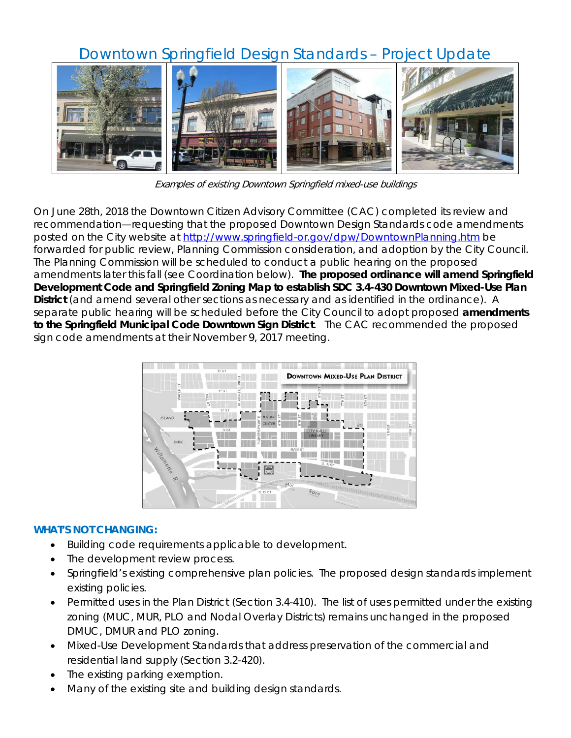# Downtown Springfield Design Standards – Project Update

*Examples of existing Downtown Springfield mixed-use buildings*

On June 28th, 2018 the Downtown Citizen Advisory Committee (CAC) completed its review and recommendation—requesting that the proposed Downtown Design Standards code amendments posted on the City website at http://www.springfield-or.gov/dpw/DowntownPlanning.htm be forwarded for public review, Planning Commission consideration, and adoption by the City Council. The Planning Commission will be scheduled to conduct a public hearing on the proposed amendments later this fall (see Coordination below). **The proposed ordinance will amend Springfield Development Code and Springfield Zoning Map to establish SDC 3.4-430 Downtown Mixed-Use Plan District** (and amend several other sections as necessary and as identified in the ordinance). A separate public hearing will be scheduled before the City Council to adopt proposed **amendments to the Springfield Municipal Code Downtown Sign District**. The CAC recommended the proposed sign code amendments at their November 9, 2017 meeting.

**WHAT'S NOT CHANGING:**

- Building code requirements applicable to development.
- The development review process.
- Springfield's existing comprehensive plan policies. The proposed design standards implement existing policies.
- Permitted uses in the Plan District (Section 3.4-410). The list of uses permitted under the existing zoning (MUC, MUR, PLO and Nodal Overlay Districts) remains unchanged in the proposed DMUC, DMUR and PLO zoning.
- Mixed-Use Development Standards that address preservation of the commercial and residential land supply (Section 3.2-420).
- The existing parking exemption.
- Many of the existing site and building design standards.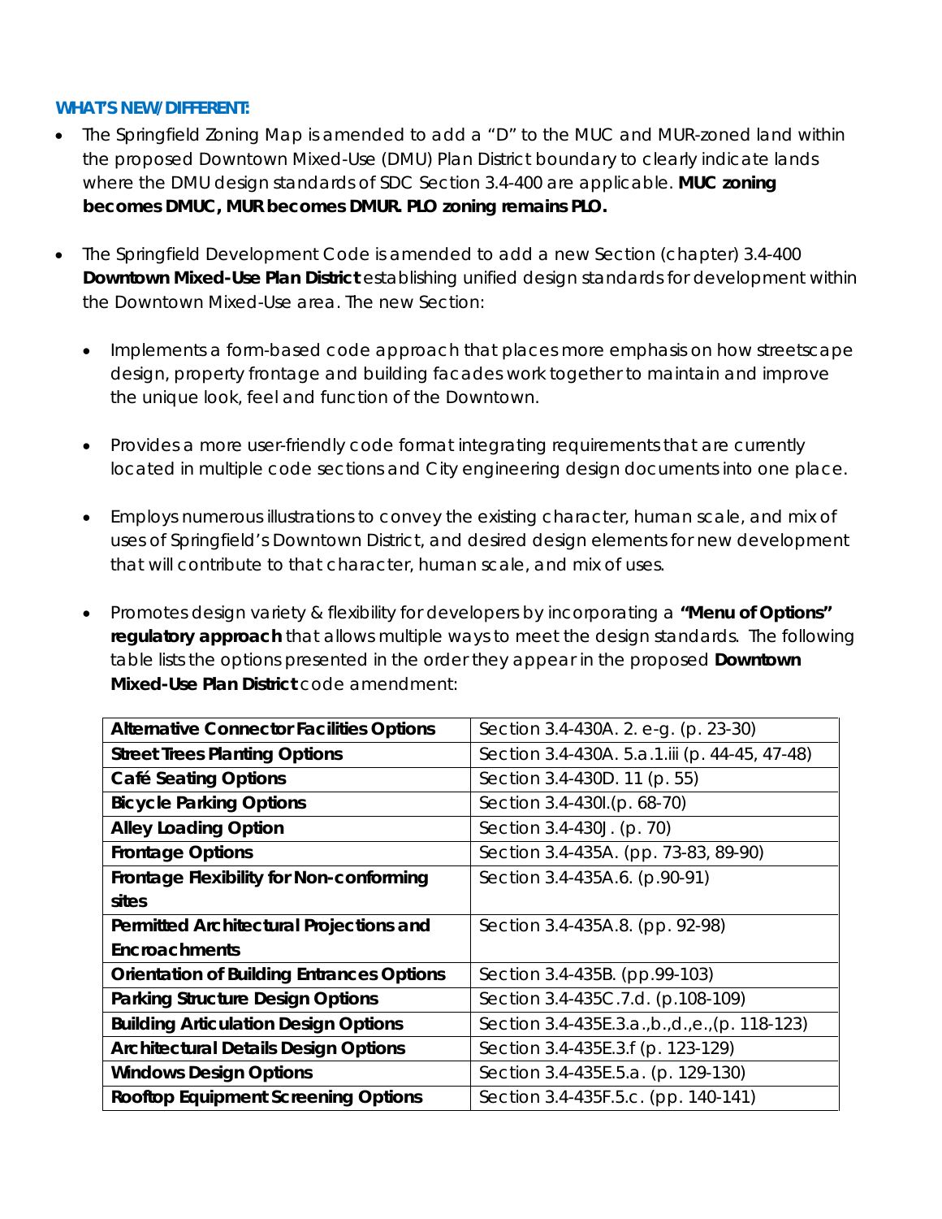**WHAT'S NEW/DIFFERENT:**

- The Springfield Zoning Map is amended to add a "D" to the MUC and MUR-zoned land within the proposed Downtown Mixed-Use (DMU) Plan District boundary to clearly indicate lands where the DMU design standards of SDC Section 3.4-400 are applicable. **MUC zoning becomes DMUC, MUR becomes DMUR. PLO zoning remains PLO.**

- The Springfield Development Code is amended to add a new Section (chapter) 3.4-400 **Downtown Mixed-Use Plan District** establishing unified design standards for development within the Downtown Mixed-Use area. The new Section:

  - Implements a form-based code approach that places more emphasis on how streetscape design, property frontage and building facades work together to maintain and improve the unique look, feel and function of the Downtown.

  - Provides a more user-friendly code format integrating requirements that are currently located in multiple code sections and City engineering design documents into one place.

  - Employs numerous illustrations to convey the existing character, human scale, and mix of uses of Springfield's Downtown District, and desired design elements for new development that will contribute to that character, human scale, and mix of uses.

  - Promotes design variety & flexibility for developers by incorporating a **"Menu of Options" regulatory approach** that allows multiple ways to meet the design standards. The following table lists the options presented in the order they appear in the proposed **Downtown Mixed-Use Plan District** code amendment:

| | |
|---|---|
| **Alternative Connector Facilities Options** | Section 3.4-430A. 2. e-g. (p. 23-30) |
| **Street Trees Planting Options** | Section 3.4-430A. 5.a.1.iii (p. 44-45, 47-48) |
| **Café Seating Options** | Section 3.4-430D. 11 (p. 55) |
| **Bicycle Parking Options** | Section 3.4-430I.(p. 68-70) |
| **Alley Loading Option** | Section 3.4-430J. (p. 70) |
| **Frontage Options** | Section 3.4-435A. (pp. 73-83, 89-90) |
| **Frontage Flexibility for Non-conforming sites** | Section 3.4-435A.6. (p.90-91) |
| **Permitted Architectural Projections and Encroachments** | Section 3.4-435A.8. (pp. 92-98) |
| **Orientation of Building Entrances Options** | Section 3.4-435B. (pp.99-103) |
| **Parking Structure Design Options** | Section 3.4-435C.7.d. (p.108-109) |
| **Building Articulation Design Options** | Section 3.4-435E.3.a.,b.,d.,e.,(p. 118-123) |
| **Architectural Details Design Options** | Section 3.4-435E.3.f (p. 123-129) |
| **Windows Design Options** | Section 3.4-435E.5.a. (p. 129-130) |
| **Rooftop Equipment Screening Options** | Section 3.4-435F.5.c. (pp. 140-141) |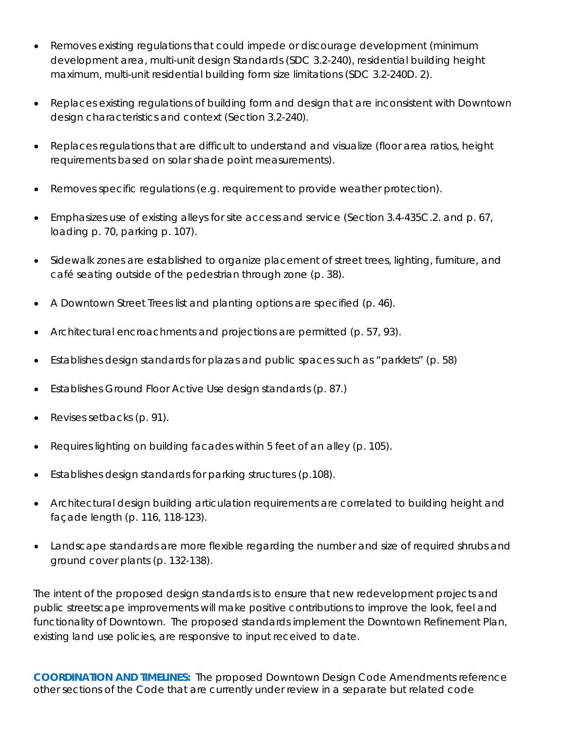- Removes existing regulations that could impede or discourage development (minimum development area, multi-unit design Standards (SDC 3.2-240), residential building height maximum, multi-unit residential building form size limitations (SDC 3.2-240D. 2).
- Replaces existing regulations of building form and design that are inconsistent with Downtown design characteristics and context (Section 3.2-240).
- Replaces regulations that are difficult to understand and visualize (floor area ratios, height requirements based on solar shade point measurements).
- Removes specific regulations (e.g. requirement to provide weather protection).
- Emphasizes use of existing alleys for site access and service (Section 3.4-435C.2. and p. 67, loading p. 70, parking p. 107).
- Sidewalk zones are established to organize placement of street trees, lighting, furniture, and café seating outside of the pedestrian through zone (p. 38).
- A Downtown Street Trees list and planting options are specified (p. 46).
- Architectural encroachments and projections are permitted (p. 57, 93).
- Establishes design standards for plazas and public spaces such as "parklets" (p. 58)
- Establishes Ground Floor Active Use design standards (p. 87.)
- Revises setbacks (p. 91).
- Requires lighting on building facades within 5 feet of an alley (p. 105).
- Establishes design standards for parking structures (p.108).
- Architectural design building articulation requirements are correlated to building height and façade length (p. 116, 118-123).
- Landscape standards are more flexible regarding the number and size of required shrubs and ground cover plants (p. 132-138).

The intent of the proposed design standards is to ensure that new redevelopment projects and public streetscape improvements will make positive contributions to improve the look, feel and functionality of Downtown. The proposed standards implement the Downtown Refinement Plan, existing land use policies, are responsive to input received to date.

**COORDINATION AND TIMELINES:** The proposed Downtown Design Code Amendments reference other sections of the Code that are currently under review in a separate but related code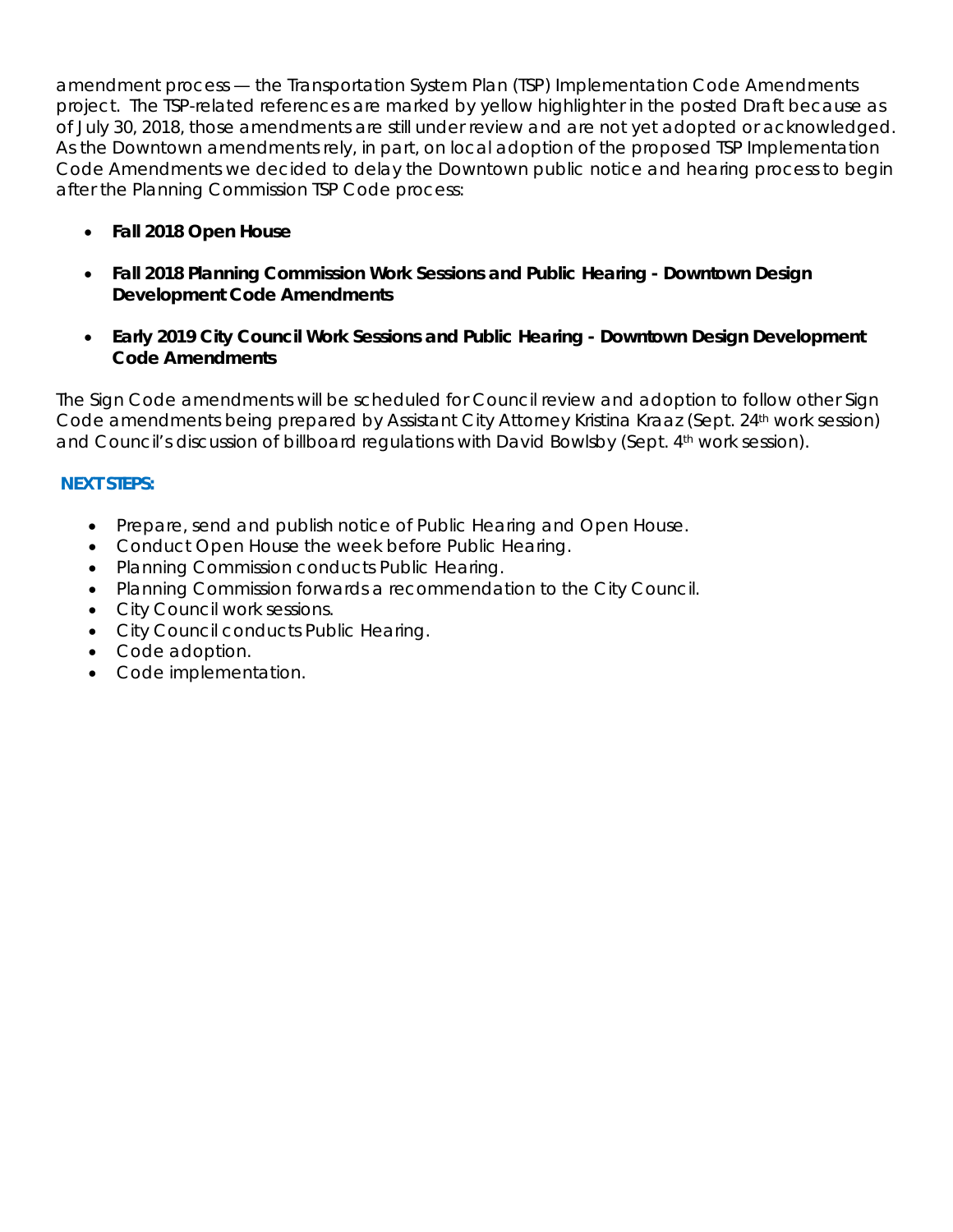amendment process — the Transportation System Plan (TSP) Implementation Code Amendments project. The TSP-related references are marked by yellow highlighter in the posted Draft because as of July 30, 2018, those amendments are still under review and are not yet adopted or acknowledged. As the Downtown amendments rely, in part, on local adoption of the proposed TSP Implementation Code Amendments we decided to delay the Downtown public notice and hearing process to begin after the Planning Commission TSP Code process:

- **Fall 2018 Open House**
- **Fall 2018 Planning Commission Work Sessions and Public Hearing - Downtown Design Development Code Amendments**
- **Early 2019 City Council Work Sessions and Public Hearing - Downtown Design Development Code Amendments**

The Sign Code amendments will be scheduled for Council review and adoption to follow other Sign Code amendments being prepared by Assistant City Attorney Kristina Kraaz (Sept. 24th work session) and Council's discussion of billboard regulations with David Bowlsby (Sept. 4th work session).

**NEXT STEPS:**

- Prepare, send and publish notice of Public Hearing and Open House.
- Conduct Open House the week before Public Hearing.
- Planning Commission conducts Public Hearing.
- Planning Commission forwards a recommendation to the City Council.
- City Council work sessions.
- City Council conducts Public Hearing.
- Code adoption.
- Code implementation.